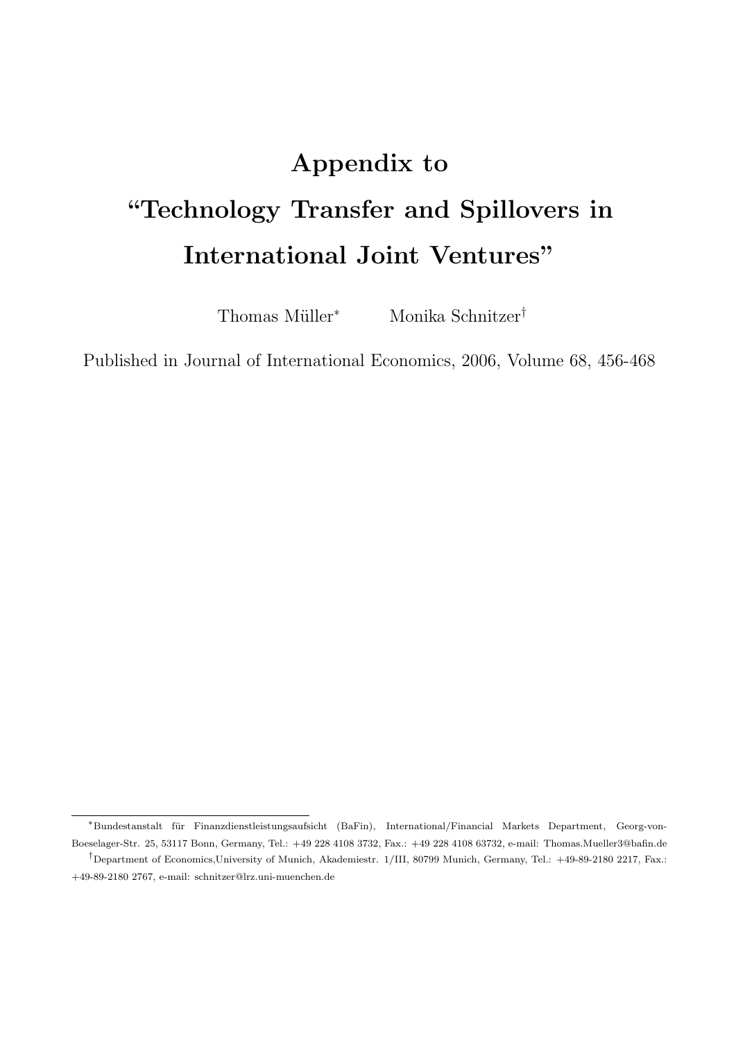# Appendix to "Technology Transfer and Spillovers in International Joint Ventures"

Thomas Müller* Monika Schnitzer†

Published in Journal of International Economics, 2006, Volume 68, 456-468

---

*Bundestanstalt für Finanzdienstleistungsaufsicht (BaFin), International/Financial Markets Department, Georg-von-Boeselager-Str. 25, 53117 Bonn, Germany, Tel.: +49 228 4108 3732, Fax.: +49 228 4108 63732, e-mail: Thomas.Mueller3@bafin.de

†Department of Economics,University of Munich, Akademiestr. 1/III, 80799 Munich, Germany, Tel.: +49-89-2180 2217, Fax.: +49-89-2180 2767, e-mail: schnitzer@lrz.uni-muenchen.de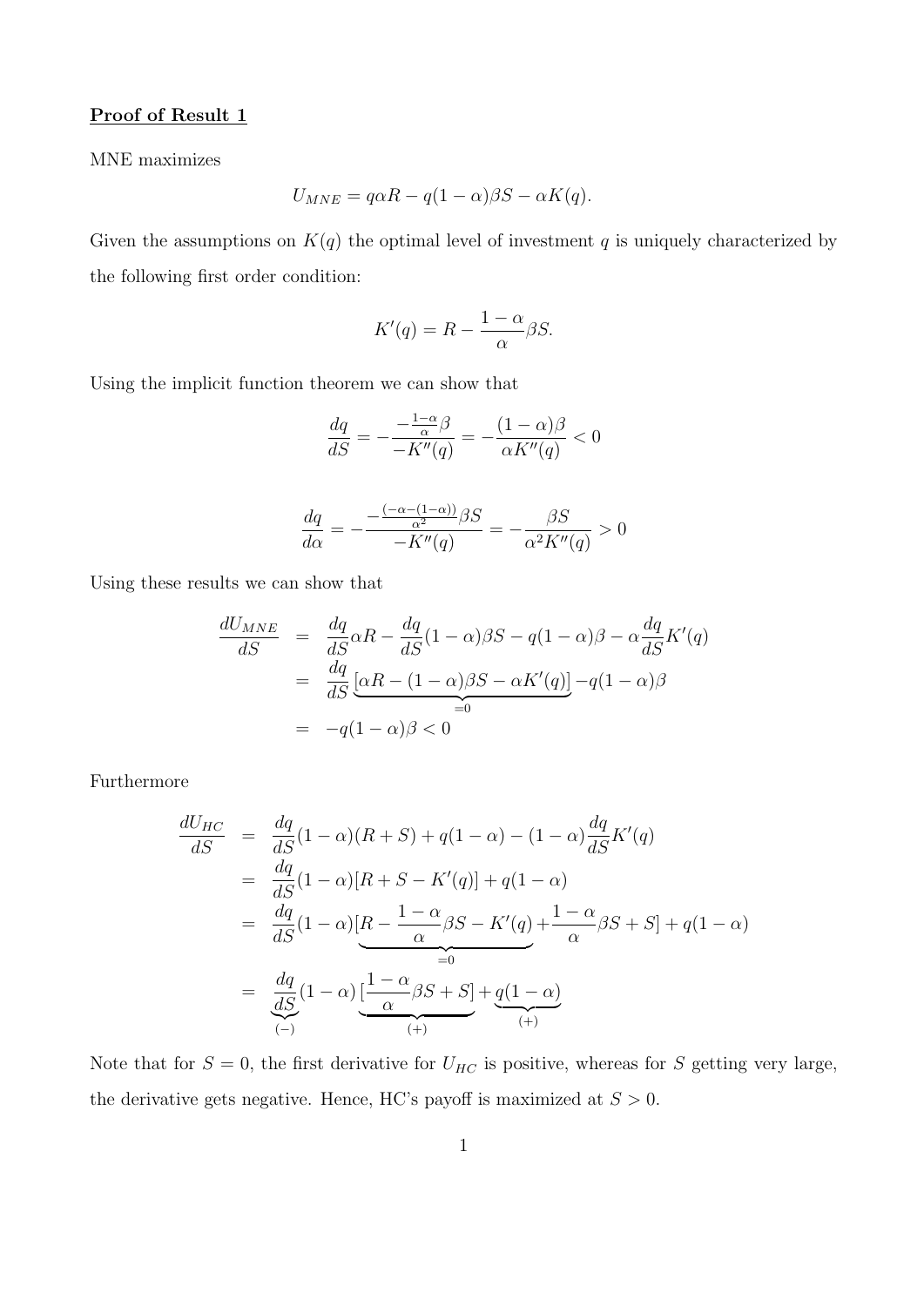**Proof of Result 1**

MNE maximizes

$$U_{MNE} = q\alpha R - q(1-\alpha)\beta S - \alpha K(q).$$

Given the assumptions on $K(q)$ the optimal level of investment $q$ is uniquely characterized by the following first order condition:

$$K'(q) = R - \frac{1-\alpha}{\alpha}\beta S.$$

Using the implicit function theorem we can show that

$$\frac{dq}{dS} = -\frac{-\frac{1-\alpha}{\alpha}\beta}{-K''(q)} = -\frac{(1-\alpha)\beta}{\alpha K''(q)} < 0$$

$$\frac{dq}{d\alpha} = -\frac{-\frac{(-\alpha-(1-\alpha))}{\alpha^2}\beta S}{-K''(q)} = -\frac{\beta S}{\alpha^2 K''(q)} > 0$$

Using these results we can show that

$$\begin{aligned}
\frac{dU_{MNE}}{dS} &= \frac{dq}{dS}\alpha R - \frac{dq}{dS}(1-\alpha)\beta S - q(1-\alpha)\beta - \alpha\frac{dq}{dS}K'(q) \\
&= \frac{dq}{dS}\underbrace{[\alpha R - (1-\alpha)\beta S - \alpha K'(q)]}_{=0} - q(1-\alpha)\beta \\
&= -q(1-\alpha)\beta < 0
\end{aligned}$$

Furthermore

$$\begin{aligned}
\frac{dU_{HC}}{dS} &= \frac{dq}{dS}(1-\alpha)(R+S) + q(1-\alpha) - (1-\alpha)\frac{dq}{dS}K'(q) \\
&= \frac{dq}{dS}(1-\alpha)[R + S - K'(q)] + q(1-\alpha) \\
&= \frac{dq}{dS}(1-\alpha)[\underbrace{R - \frac{1-\alpha}{\alpha}\beta S - K'(q)}_{=0} + \frac{1-\alpha}{\alpha}\beta S + S] + q(1-\alpha) \\
&= \underbrace{\frac{dq}{dS}}_{(-)}(1-\alpha)\underbrace{[\frac{1-\alpha}{\alpha}\beta S + S]}_{(+)} + \underbrace{q(1-\alpha)}_{(+)}
\end{aligned}$$

Note that for $S = 0$, the first derivative for $U_{HC}$ is positive, whereas for $S$ getting very large, the derivative gets negative. Hence, HC's payoff is maximized at $S > 0$.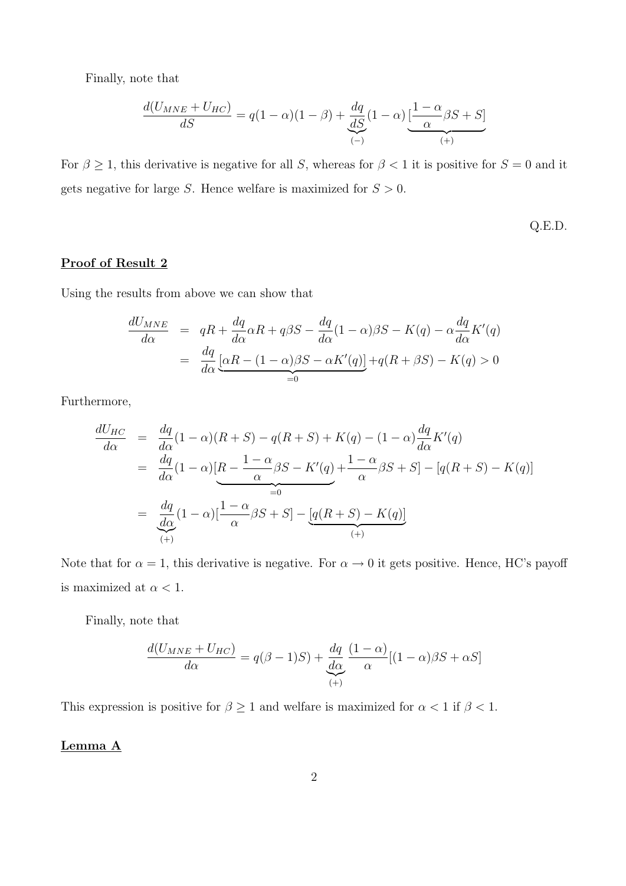Finally, note that

$$\frac{d(U_{MNE}+U_{HC})}{dS} = q(1-\alpha)(1-\beta) + \underbrace{\frac{dq}{dS}}_{(-)}(1-\alpha)\underbrace{[\frac{1-\alpha}{\alpha}\beta S + S]}_{(+)}$$

For $\beta \geq 1$, this derivative is negative for all $S$, whereas for $\beta < 1$ it is positive for $S = 0$ and it gets negative for large $S$. Hence welfare is maximized for $S > 0$.

Q.E.D.

**Proof of Result 2**

Using the results from above we can show that

$$\begin{aligned}
\frac{dU_{MNE}}{d\alpha} &= qR + \frac{dq}{d\alpha}\alpha R + q\beta S - \frac{dq}{d\alpha}(1-\alpha)\beta S - K(q) - \alpha\frac{dq}{d\alpha}K'(q) \\
&= \frac{dq}{d\alpha}\underbrace{[\alpha R - (1-\alpha)\beta S - \alpha K'(q)]}_{=0} + q(R+\beta S) - K(q) > 0
\end{aligned}$$

Furthermore,

$$\begin{aligned}
\frac{dU_{HC}}{d\alpha} &= \frac{dq}{d\alpha}(1-\alpha)(R+S) - q(R+S) + K(q) - (1-\alpha)\frac{dq}{d\alpha}K'(q) \\
&= \frac{dq}{d\alpha}(1-\alpha)[\underbrace{R - \frac{1-\alpha}{\alpha}\beta S - K'(q)}_{=0} + \frac{1-\alpha}{\alpha}\beta S + S] - [q(R+S) - K(q)] \\
&= \underbrace{\frac{dq}{d\alpha}}_{(+)}(1-\alpha)[\frac{1-\alpha}{\alpha}\beta S + S] - \underbrace{[q(R+S) - K(q)]}_{(+)}
\end{aligned}$$

Note that for $\alpha = 1$, this derivative is negative. For $\alpha \to 0$ it gets positive. Hence, HC's payoff is maximized at $\alpha < 1$.

Finally, note that

$$\frac{d(U_{MNE}+U_{HC})}{d\alpha} = q(\beta - 1)S) + \underbrace{\frac{dq}{d\alpha}}_{(+)}\frac{(1-\alpha)}{\alpha}[(1-\alpha)\beta S + \alpha S]$$

This expression is positive for $\beta \geq 1$ and welfare is maximized for $\alpha < 1$ if $\beta < 1$.

**Lemma A**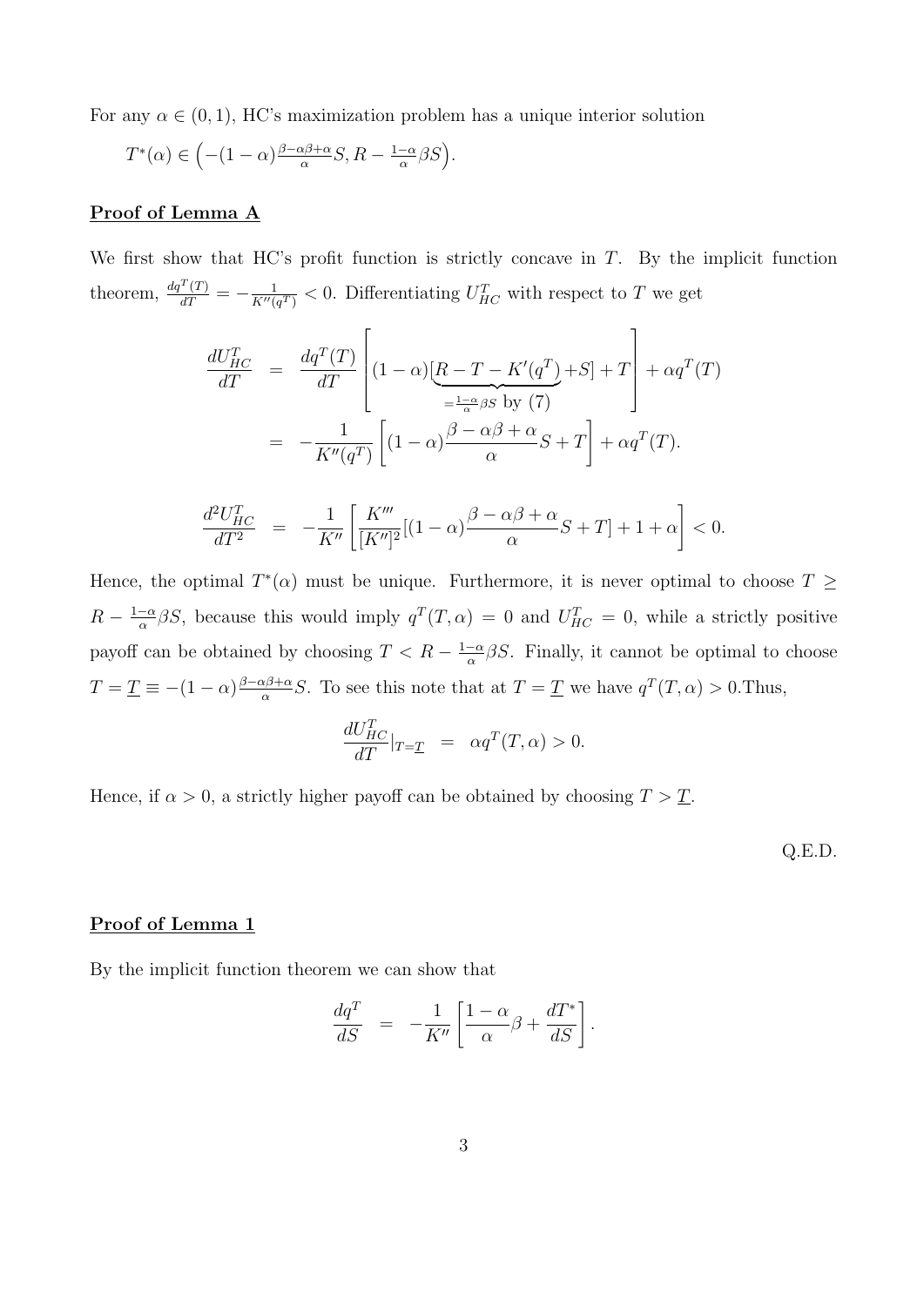For any $\alpha \in (0,1)$, HC's maximization problem has a unique interior solution

$$T^*(\alpha) \in \Big(-(1-\alpha)\tfrac{\beta-\alpha\beta+\alpha}{\alpha}S, R - \tfrac{1-\alpha}{\alpha}\beta S\Big).$$

## Proof of Lemma A

We first show that HC's profit function is strictly concave in $T$. By the implicit function theorem, $\frac{dq^T(T)}{dT} = -\frac{1}{K''(q^T)} < 0$. Differentiating $U^T_{HC}$ with respect to $T$ we get

$$\begin{aligned}
\frac{dU^T_{HC}}{dT} &= \frac{dq^T(T)}{dT}\left[(1-\alpha)[\underbrace{R - T - K'(q^T)}_{=\frac{1-\alpha}{\alpha}\beta S \text{ by (7)}} + S] + T\right] + \alpha q^T(T) \\
&= -\frac{1}{K''(q^T)}\left[(1-\alpha)\frac{\beta-\alpha\beta+\alpha}{\alpha}S + T\right] + \alpha q^T(T).
\end{aligned}$$

$$\frac{d^2U^T_{HC}}{dT^2} = -\frac{1}{K''}\left[\frac{K'''}{[K'']^2}[(1-\alpha)\frac{\beta-\alpha\beta+\alpha}{\alpha}S + T] + 1 + \alpha\right] < 0.$$

Hence, the optimal $T^*(\alpha)$ must be unique. Furthermore, it is never optimal to choose $T \geq R - \frac{1-\alpha}{\alpha}\beta S$, because this would imply $q^T(T,\alpha) = 0$ and $U^T_{HC} = 0$, while a strictly positive payoff can be obtained by choosing $T < R - \frac{1-\alpha}{\alpha}\beta S$. Finally, it cannot be optimal to choose $T = \underline{T} \equiv -(1-\alpha)\frac{\beta-\alpha\beta+\alpha}{\alpha}S$. To see this note that at $T = \underline{T}$ we have $q^T(T,\alpha) > 0$.Thus,

$$\frac{dU^T_{HC}}{dT}|_{T=\underline{T}} = \alpha q^T(T,\alpha) > 0.$$

Hence, if $\alpha > 0$, a strictly higher payoff can be obtained by choosing $T > \underline{T}$.

Q.E.D.

## Proof of Lemma 1

By the implicit function theorem we can show that

$$\frac{dq^T}{dS} = -\frac{1}{K''}\left[\frac{1-\alpha}{\alpha}\beta + \frac{dT^*}{dS}\right].$$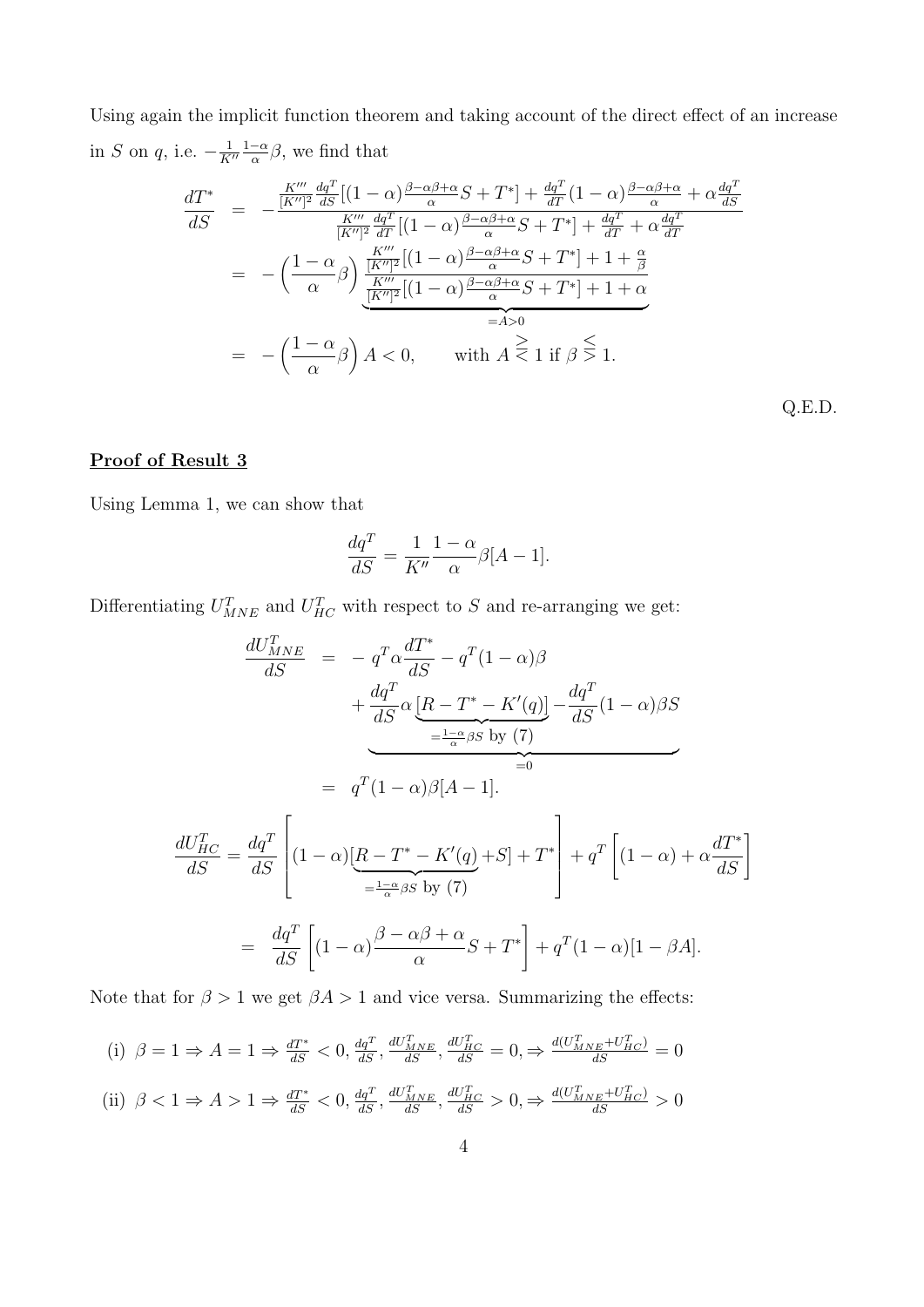Using again the implicit function theorem and taking account of the direct effect of an increase in $S$ on $q$, i.e. $-\frac{1}{K''}\frac{1-\alpha}{\alpha}\beta$, we find that

$$\begin{aligned}
\frac{dT^*}{dS} &= -\frac{\frac{K'''}{[K'']^2}\frac{dq^T}{dS}[(1-\alpha)\frac{\beta-\alpha\beta+\alpha}{\alpha}S+T^*]+\frac{dq^T}{dT}(1-\alpha)\frac{\beta-\alpha\beta+\alpha}{\alpha}+\alpha\frac{dq^T}{dS}}{\frac{K'''}{[K'']^2}\frac{dq^T}{dT}[(1-\alpha)\frac{\beta-\alpha\beta+\alpha}{\alpha}S+T^*]+\frac{dq^T}{dT}+\alpha\frac{dq^T}{dT}} \\
&= -\Big(\frac{1-\alpha}{\alpha}\beta\Big)\underbrace{\frac{\frac{K'''}{[K'']^2}[(1-\alpha)\frac{\beta-\alpha\beta+\alpha}{\alpha}S+T^*]+1+\frac{\alpha}{\beta}}{\frac{K'''}{[K'']^2}[(1-\alpha)\frac{\beta-\alpha\beta+\alpha}{\alpha}S+T^*]+1+\alpha}}_{=A>0} \\
&= -\Big(\frac{1-\alpha}{\alpha}\beta\Big)A<0, \qquad \text{with } A \gtreqless 1 \text{ if } \beta \lesseqgtr 1.
\end{aligned}$$

Q.E.D.

## Proof of Result 3

Using Lemma 1, we can show that

$$\frac{dq^T}{dS}=\frac{1}{K''}\frac{1-\alpha}{\alpha}\beta[A-1].$$

Differentiating $U^T_{MNE}$ and $U^T_{HC}$ with respect to $S$ and re-arranging we get:

$$\begin{aligned}
\frac{dU^T_{MNE}}{dS} &= -q^T\alpha\frac{dT^*}{dS}-q^T(1-\alpha)\beta \\
&\quad \underbrace{+\frac{dq^T}{dS}\alpha\underbrace{[R-T^*-K'(q)]}_{=\frac{1-\alpha}{\alpha}\beta S \text{ by (7)}}-\frac{dq^T}{dS}(1-\alpha)\beta S}_{=0} \\
&= q^T(1-\alpha)\beta[A-1].
\end{aligned}$$

$$\begin{aligned}
\frac{dU^T_{HC}}{dS} &= \frac{dq^T}{dS}\left[(1-\alpha)[\underbrace{R-T^*-K'(q)}_{=\frac{1-\alpha}{\alpha}\beta S \text{ by (7)}}+S]+T^*\right]+q^T\left[(1-\alpha)+\alpha\frac{dT^*}{dS}\right] \\
&= \frac{dq^T}{dS}\left[(1-\alpha)\frac{\beta-\alpha\beta+\alpha}{\alpha}S+T^*\right]+q^T(1-\alpha)[1-\beta A].
\end{aligned}$$

Note that for $\beta>1$ we get $\beta A>1$ and vice versa. Summarizing the effects:

(i) $\beta=1\Rightarrow A=1\Rightarrow \frac{dT^*}{dS}<0, \frac{dq^T}{dS}, \frac{dU^T_{MNE}}{dS}, \frac{dU^T_{HC}}{dS}=0, \Rightarrow \frac{d(U^T_{MNE}+U^T_{HC})}{dS}=0$

(ii) $\beta<1\Rightarrow A>1\Rightarrow \frac{dT^*}{dS}<0, \frac{dq^T}{dS}, \frac{dU^T_{MNE}}{dS}, \frac{dU^T_{HC}}{dS}>0, \Rightarrow \frac{d(U^T_{MNE}+U^T_{HC})}{dS}>0$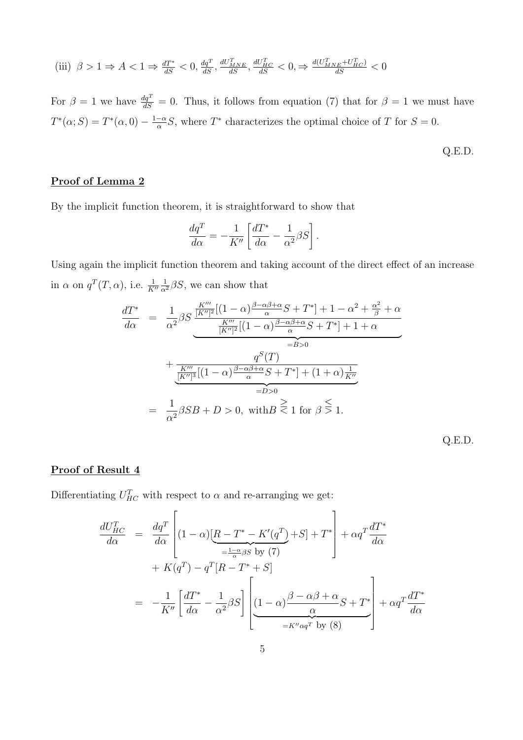(iii) $\beta > 1 \Rightarrow A < 1 \Rightarrow \frac{dT^*}{dS} < 0, \frac{dq^T}{dS}, \frac{dU^T_{MNE}}{dS}, \frac{dU^T_{HC}}{dS} < 0, \Rightarrow \frac{d(U^T_{MNE}+U^T_{HC})}{dS} < 0$

For $\beta = 1$ we have $\frac{dq^T}{dS} = 0$. Thus, it follows from equation (7) that for $\beta = 1$ we must have $T^*(\alpha; S) = T^*(\alpha, 0) - \frac{1-\alpha}{\alpha}S$, where $T^*$ characterizes the optimal choice of $T$ for $S = 0$.

Q.E.D.

## Proof of Lemma 2

By the implicit function theorem, it is straightforward to show that

$$\frac{dq^T}{d\alpha} = -\frac{1}{K''}\left[\frac{dT^*}{d\alpha} - \frac{1}{\alpha^2}\beta S\right].$$

Using again the implicit function theorem and taking account of the direct effect of an increase in $\alpha$ on $q^T(T, \alpha)$, i.e. $\frac{1}{K''}\frac{1}{\alpha^2}\beta S$, we can show that

$$\begin{aligned}
\frac{dT^*}{d\alpha} &= \frac{1}{\alpha^2}\beta S \underbrace{\frac{\frac{K'''}{[K'']^2}[(1-\alpha)\frac{\beta-\alpha\beta+\alpha}{\alpha}S + T^*] + 1 - \alpha^2 + \frac{\alpha^2}{\beta} + \alpha}{\frac{K'''}{[K'']^2}[(1-\alpha)\frac{\beta-\alpha\beta+\alpha}{\alpha}S + T^*] + 1 + \alpha}}_{=B>0} \\
&+ \underbrace{\frac{q^S(T)}{\frac{K'''}{[K'']^3}[(1-\alpha)\frac{\beta-\alpha\beta+\alpha}{\alpha}S + T^*] + (1+\alpha)\frac{1}{K''}}}_{=D>0} \\
&= \frac{1}{\alpha^2}\beta S B + D > 0, \text{ with} B \gtreqless 1 \text{ for } \beta \lesseqgtr 1.
\end{aligned}$$

Q.E.D.

## Proof of Result 4

Differentiating $U^T_{HC}$ with respect to $\alpha$ and re-arranging we get:

$$\begin{aligned}
\frac{dU^T_{HC}}{d\alpha} &= \frac{dq^T}{d\alpha}\left[(1-\alpha)[\underbrace{R - T^* - K'(q^T)}_{=\frac{1-\alpha}{\alpha}\beta S \text{ by (7)}} + S] + T^*\right] + \alpha q^T \frac{dT^*}{d\alpha} \\
&+ K(q^T) - q^T[R - T^* + S] \\
&= -\frac{1}{K''}\left[\frac{dT^*}{d\alpha} - \frac{1}{\alpha^2}\beta S\right]\left[\underbrace{(1-\alpha)\frac{\beta - \alpha\beta + \alpha}{\alpha}S + T^*}_{=K''\alpha q^T \text{ by (8)}}\right] + \alpha q^T \frac{dT^*}{d\alpha}
\end{aligned}$$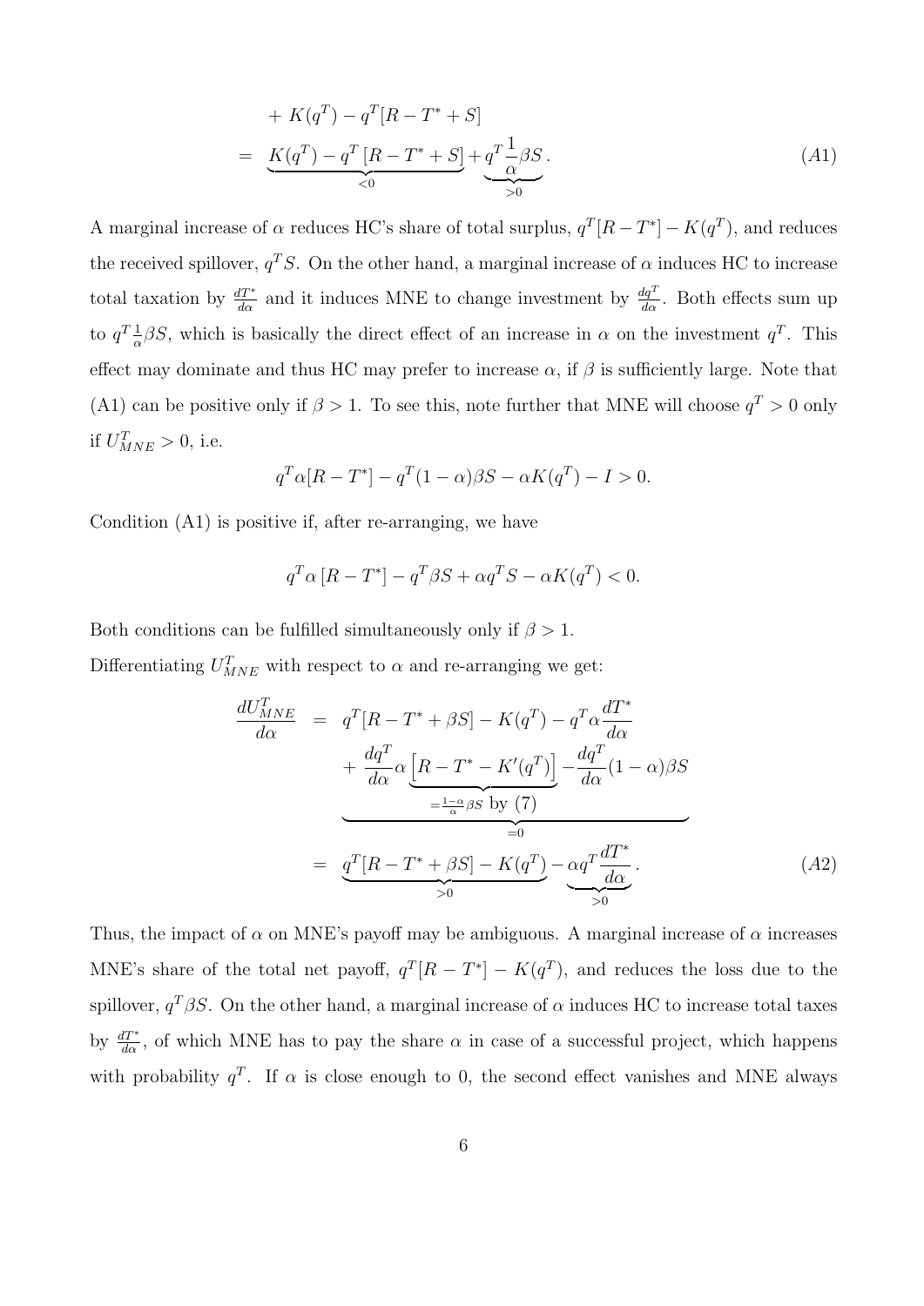$$
\begin{aligned}
&+ K(q^T) - q^T[R - T^* + S] \\
&= \underbrace{K(q^T) - q^T\left[R - T^* + S\right]}_{<0} + \underbrace{q^T \frac{1}{\alpha}\beta S}_{>0}. \qquad (A1)
\end{aligned}
$$

A marginal increase of $\alpha$ reduces HC's share of total surplus, $q^T[R-T^*]-K(q^T)$, and reduces the received spillover, $q^T S$. On the other hand, a marginal increase of $\alpha$ induces HC to increase total taxation by $\frac{dT^*}{d\alpha}$ and it induces MNE to change investment by $\frac{dq^T}{d\alpha}$. Both effects sum up to $q^T \frac{1}{\alpha}\beta S$, which is basically the direct effect of an increase in $\alpha$ on the investment $q^T$. This effect may dominate and thus HC may prefer to increase $\alpha$, if $\beta$ is sufficiently large. Note that (A1) can be positive only if $\beta > 1$. To see this, note further that MNE will choose $q^T > 0$ only if $U^T_{MNE} > 0$, i.e.

$$
q^T \alpha[R - T^*] - q^T(1-\alpha)\beta S - \alpha K(q^T) - I > 0.
$$

Condition (A1) is positive if, after re-arranging, we have

$$
q^T \alpha\left[R - T^*\right] - q^T \beta S + \alpha q^T S - \alpha K(q^T) < 0.
$$

Both conditions can be fulfilled simultaneously only if $\beta > 1$.

Differentiating $U^T_{MNE}$ with respect to $\alpha$ and re-arranging we get:

$$
\begin{aligned}
\frac{dU^T_{MNE}}{d\alpha} &= q^T[R - T^* + \beta S] - K(q^T) - q^T \alpha \frac{dT^*}{d\alpha} \\
&\quad \underbrace{+ \frac{dq^T}{d\alpha}\alpha \underbrace{\left[R - T^* - K'(q^T)\right]}_{=\frac{1-\alpha}{\alpha}\beta S \text{ by } (7)} - \frac{dq^T}{d\alpha}(1-\alpha)\beta S}_{=0} \\
&= \underbrace{q^T[R - T^* + \beta S] - K(q^T)}_{>0} - \underbrace{\alpha q^T \frac{dT^*}{d\alpha}}_{>0}. \qquad (A2)
\end{aligned}
$$

Thus, the impact of $\alpha$ on MNE's payoff may be ambiguous. A marginal increase of $\alpha$ increases MNE's share of the total net payoff, $q^T[R-T^*]-K(q^T)$, and reduces the loss due to the spillover, $q^T\beta S$. On the other hand, a marginal increase of $\alpha$ induces HC to increase total taxes by $\frac{dT^*}{d\alpha}$, of which MNE has to pay the share $\alpha$ in case of a successful project, which happens with probability $q^T$. If $\alpha$ is close enough to 0, the second effect vanishes and MNE always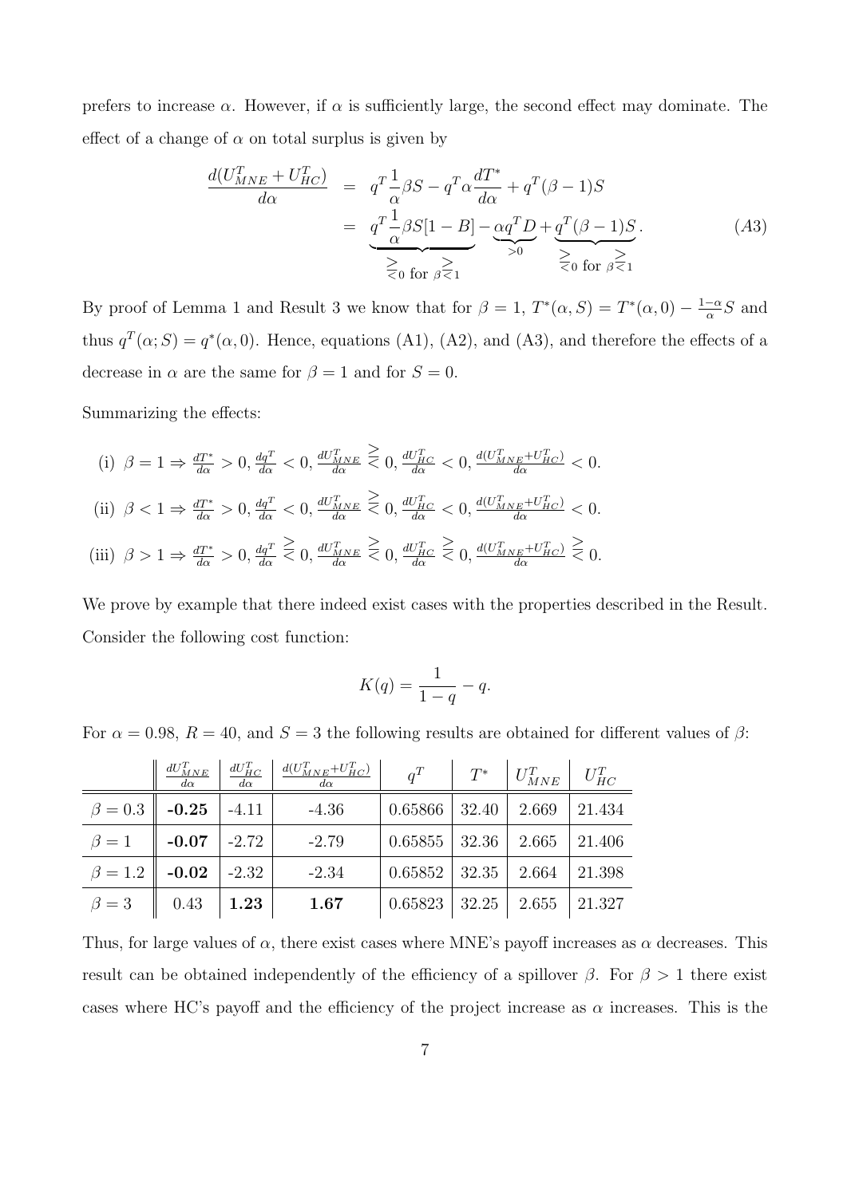prefers to increase $\alpha$. However, if $\alpha$ is sufficiently large, the second effect may dominate. The effect of a change of $\alpha$ on total surplus is given by

$$
\begin{aligned}
\frac{d(U_{MNE}^T + U_{HC}^T)}{d\alpha} &= q^T \frac{1}{\alpha}\beta S - q^T \alpha \frac{dT^*}{d\alpha} + q^T(\beta - 1)S \\
&= \underbrace{q^T \frac{1}{\alpha}\beta S[1 - B]}_{\gtreqless 0 \text{ for } \beta \gtreqless 1} - \underbrace{\alpha q^T D}_{>0} + \underbrace{q^T(\beta - 1)S}_{\gtreqless 0 \text{ for } \beta \gtreqless 1}. \qquad (A3)
\end{aligned}
$$

By proof of Lemma 1 and Result 3 we know that for $\beta = 1$, $T^*(\alpha, S) = T^*(\alpha, 0) - \frac{1-\alpha}{\alpha}S$ and thus $q^T(\alpha; S) = q^*(\alpha, 0)$. Hence, equations (A1), (A2), and (A3), and therefore the effects of a decrease in $\alpha$ are the same for $\beta = 1$ and for $S = 0$.

Summarizing the effects:

(i) $\beta = 1 \Rightarrow \frac{dT^*}{d\alpha} > 0, \frac{dq^T}{d\alpha} < 0, \frac{dU_{MNE}^T}{d\alpha} \gtreqless 0, \frac{dU_{HC}^T}{d\alpha} < 0, \frac{d(U_{MNE}^T + U_{HC}^T)}{d\alpha} < 0.$

(ii) $\beta < 1 \Rightarrow \frac{dT^*}{d\alpha} > 0, \frac{dq^T}{d\alpha} < 0, \frac{dU_{MNE}^T}{d\alpha} \gtreqless 0, \frac{dU_{HC}^T}{d\alpha} < 0, \frac{d(U_{MNE}^T + U_{HC}^T)}{d\alpha} < 0.$

(iii) $\beta > 1 \Rightarrow \frac{dT^*}{d\alpha} > 0, \frac{dq^T}{d\alpha} \gtreqless 0, \frac{dU_{MNE}^T}{d\alpha} \gtreqless 0, \frac{dU_{HC}^T}{d\alpha} \gtreqless 0, \frac{d(U_{MNE}^T + U_{HC}^T)}{d\alpha} \gtreqless 0.$

We prove by example that there indeed exist cases with the properties described in the Result. Consider the following cost function:

$$K(q) = \frac{1}{1 - q} - q.$$

For $\alpha = 0.98$, $R = 40$, and $S = 3$ the following results are obtained for different values of $\beta$:

| | $\frac{dU_{MNE}^T}{d\alpha}$ | $\frac{dU_{HC}^T}{d\alpha}$ | $\frac{d(U_{MNE}^T + U_{HC}^T)}{d\alpha}$ | $q^T$ | $T^*$ | $U_{MNE}^T$ | $U_{HC}^T$ |
|---|---|---|---|---|---|---|---|
| $\beta = 0.3$ | **-0.25** | -4.11 | -4.36 | 0.65866 | 32.40 | 2.669 | 21.434 |
| $\beta = 1$ | **-0.07** | -2.72 | -2.79 | 0.65855 | 32.36 | 2.665 | 21.406 |
| $\beta = 1.2$ | **-0.02** | -2.32 | -2.34 | 0.65852 | 32.35 | 2.664 | 21.398 |
| $\beta = 3$ | 0.43 | **1.23** | **1.67** | 0.65823 | 32.25 | 2.655 | 21.327 |

Thus, for large values of $\alpha$, there exist cases where MNE's payoff increases as $\alpha$ decreases. This result can be obtained independently of the efficiency of a spillover $\beta$. For $\beta > 1$ there exist cases where HC's payoff and the efficiency of the project increase as $\alpha$ increases. This is the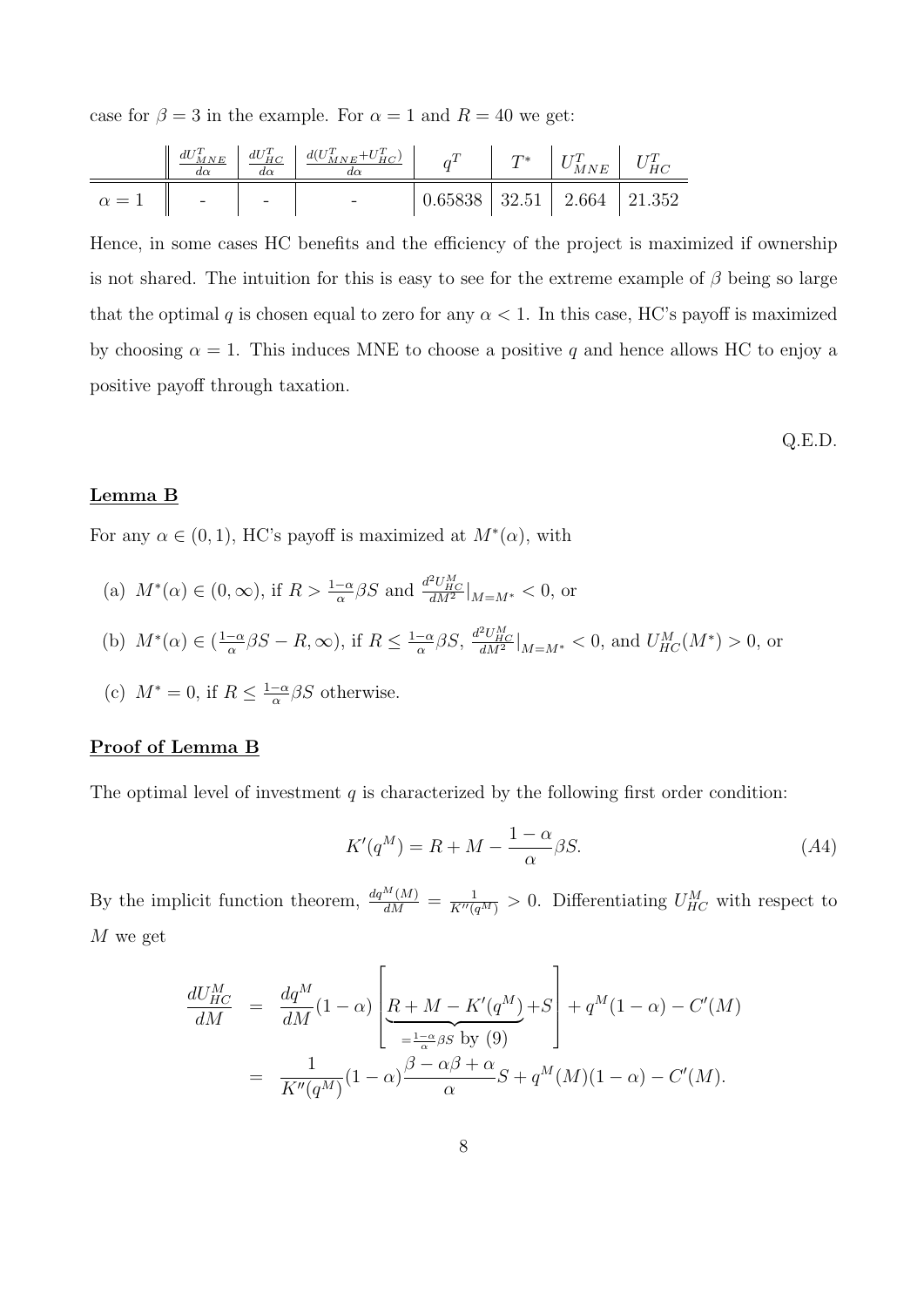case for $\beta = 3$ in the example. For $\alpha = 1$ and $R = 40$ we get:

| | $\frac{dU^T_{MNE}}{d\alpha}$ | $\frac{dU^T_{HC}}{d\alpha}$ | $\frac{d(U^T_{MNE}+U^T_{HC})}{d\alpha}$ | $q^T$ | $T^*$ | $U^T_{MNE}$ | $U^T_{HC}$ |
|---|---|---|---|---|---|---|---|
| $\alpha = 1$ | - | - | - | 0.65838 | 32.51 | 2.664 | 21.352 |

Hence, in some cases HC benefits and the efficiency of the project is maximized if ownership is not shared. The intuition for this is easy to see for the extreme example of $\beta$ being so large that the optimal $q$ is chosen equal to zero for any $\alpha < 1$. In this case, HC's payoff is maximized by choosing $\alpha = 1$. This induces MNE to choose a positive $q$ and hence allows HC to enjoy a positive payoff through taxation.

Q.E.D.

**Lemma B**

For any $\alpha \in (0, 1)$, HC's payoff is maximized at $M^*(\alpha)$, with

(a) $M^*(\alpha) \in (0, \infty)$, if $R > \frac{1-\alpha}{\alpha}\beta S$ and $\frac{d^2U^M_{HC}}{dM^2}|_{M=M^*} < 0$, or

(b) $M^*(\alpha) \in (\frac{1-\alpha}{\alpha}\beta S - R, \infty)$, if $R \leq \frac{1-\alpha}{\alpha}\beta S$, $\frac{d^2U^M_{HC}}{dM^2}|_{M=M^*} < 0$, and $U^M_{HC}(M^*) > 0$, or

(c) $M^* = 0$, if $R \leq \frac{1-\alpha}{\alpha}\beta S$ otherwise.

**Proof of Lemma B**

The optimal level of investment $q$ is characterized by the following first order condition:

$$K'(q^M) = R + M - \frac{1-\alpha}{\alpha}\beta S. \tag{A4}$$

By the implicit function theorem, $\frac{dq^M(M)}{dM} = \frac{1}{K''(q^M)} > 0$. Differentiating $U^M_{HC}$ with respect to $M$ we get

$$\begin{aligned}
\frac{dU^M_{HC}}{dM} &= \frac{dq^M}{dM}(1-\alpha)\left[\underbrace{R + M - K'(q^M)}_{=\frac{1-\alpha}{\alpha}\beta S \text{ by (9)}} + S\right] + q^M(1-\alpha) - C'(M) \\
&= \frac{1}{K''(q^M)}(1-\alpha)\frac{\beta - \alpha\beta + \alpha}{\alpha}S + q^M(M)(1-\alpha) - C'(M).
\end{aligned}$$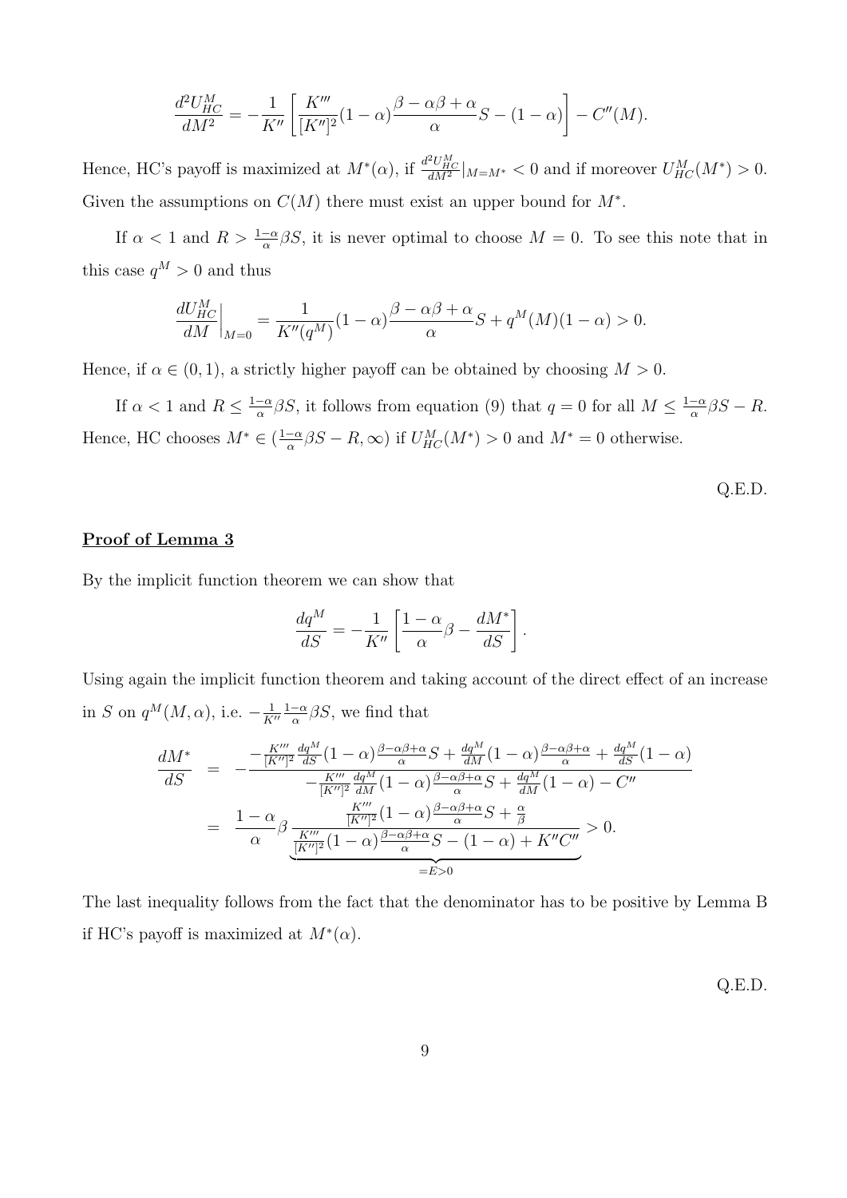$$\frac{d^2U_{HC}^M}{dM^2} = -\frac{1}{K''}\left[\frac{K'''}{[K'']^2}(1-\alpha)\frac{\beta-\alpha\beta+\alpha}{\alpha}S-(1-\alpha)\right]-C''(M).$$

Hence, HC's payoff is maximized at $M^*(\alpha)$, if $\frac{d^2U_{HC}^M}{dM^2}|_{M=M^*}<0$ and if moreover $U_{HC}^M(M^*)>0$. Given the assumptions on $C(M)$ there must exist an upper bound for $M^*$.

If $\alpha<1$ and $R>\frac{1-\alpha}{\alpha}\beta S$, it is never optimal to choose $M=0$. To see this note that in this case $q^M>0$ and thus

$$\left.\frac{dU_{HC}^M}{dM}\right|_{M=0} = \frac{1}{K''(q^M)}(1-\alpha)\frac{\beta-\alpha\beta+\alpha}{\alpha}S + q^M(M)(1-\alpha)>0.$$

Hence, if $\alpha\in(0,1)$, a strictly higher payoff can be obtained by choosing $M>0$.

If $\alpha<1$ and $R\le\frac{1-\alpha}{\alpha}\beta S$, it follows from equation (9) that $q=0$ for all $M\le\frac{1-\alpha}{\alpha}\beta S-R$. Hence, HC chooses $M^*\in(\frac{1-\alpha}{\alpha}\beta S-R,\infty)$ if $U_{HC}^M(M^*)>0$ and $M^*=0$ otherwise.

Q.E.D.

## Proof of Lemma 3

By the implicit function theorem we can show that

$$\frac{dq^M}{dS} = -\frac{1}{K''}\left[\frac{1-\alpha}{\alpha}\beta-\frac{dM^*}{dS}\right].$$

Using again the implicit function theorem and taking account of the direct effect of an increase in $S$ on $q^M(M,\alpha)$, i.e. $-\frac{1}{K''}\frac{1-\alpha}{\alpha}\beta S$, we find that

$$\begin{aligned}\frac{dM^*}{dS} &= -\frac{-\frac{K'''}{[K'']^2}\frac{dq^M}{dS}(1-\alpha)\frac{\beta-\alpha\beta+\alpha}{\alpha}S+\frac{dq^M}{dM}(1-\alpha)\frac{\beta-\alpha\beta+\alpha}{\alpha}+\frac{dq^M}{dS}(1-\alpha)}{-\frac{K'''}{[K'']^2}\frac{dq^M}{dM}(1-\alpha)\frac{\beta-\alpha\beta+\alpha}{\alpha}S+\frac{dq^M}{dM}(1-\alpha)-C''} \\ &= \frac{1-\alpha}{\alpha}\beta\underbrace{\frac{\frac{K'''}{[K'']^2}(1-\alpha)\frac{\beta-\alpha\beta+\alpha}{\alpha}S+\frac{\alpha}{\beta}}{\frac{K'''}{[K'']^2}(1-\alpha)\frac{\beta-\alpha\beta+\alpha}{\alpha}S-(1-\alpha)+K''C''}}_{=E>0}>0.\end{aligned}$$

The last inequality follows from the fact that the denominator has to be positive by Lemma B if HC's payoff is maximized at $M^*(\alpha)$.

Q.E.D.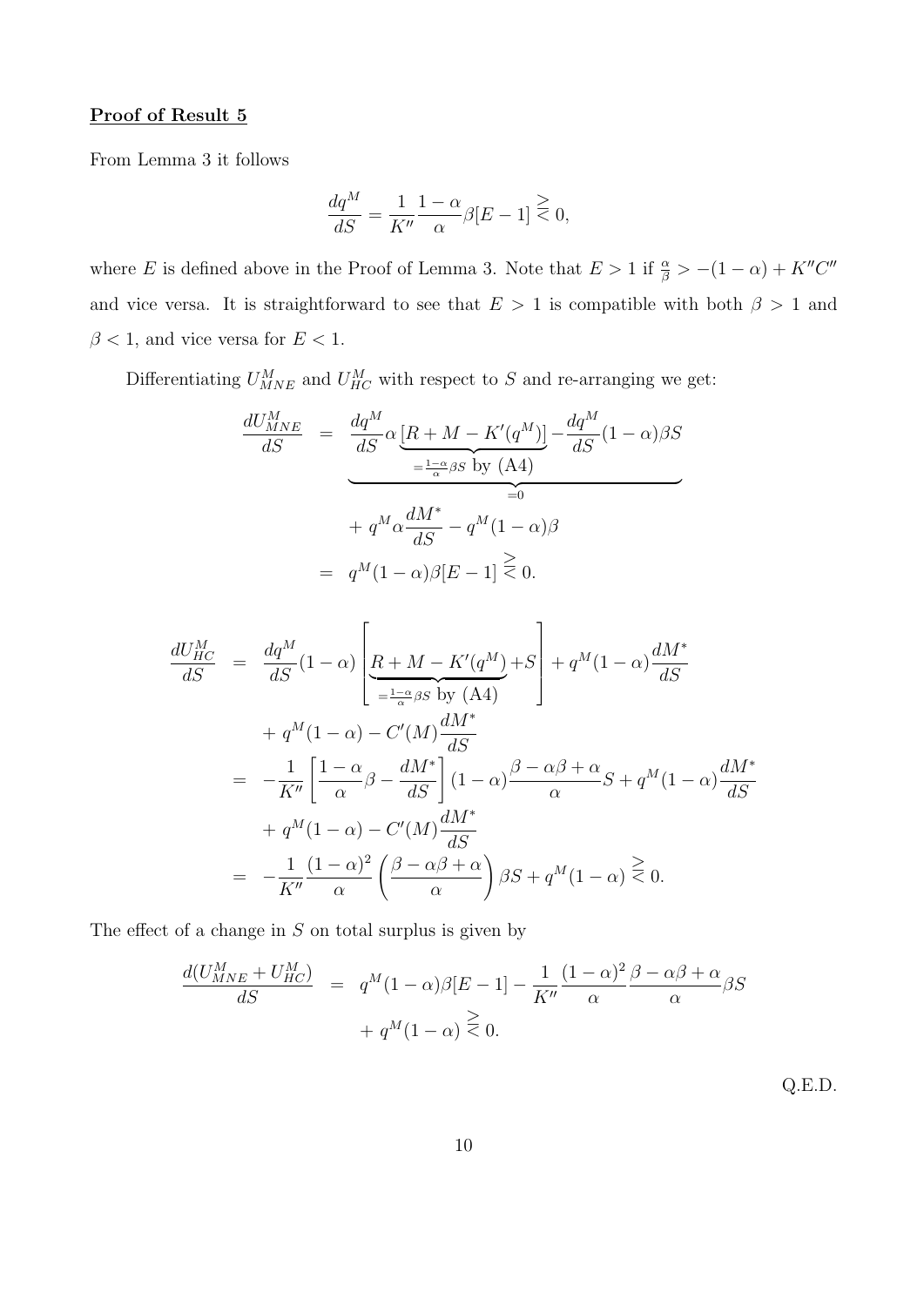**Proof of Result 5**

From Lemma 3 it follows

$$\frac{dq^M}{dS} = \frac{1}{K''}\frac{1-\alpha}{\alpha}\beta[E-1] \gtreqless 0,$$

where $E$ is defined above in the Proof of Lemma 3. Note that $E > 1$ if $\frac{\alpha}{\beta} > -(1-\alpha) + K''C''$ and vice versa. It is straightforward to see that $E > 1$ is compatible with both $\beta > 1$ and $\beta < 1$, and vice versa for $E < 1$.

Differentiating $U^M_{MNE}$ and $U^M_{HC}$ with respect to $S$ and re-arranging we get:

$$\begin{aligned}
\frac{dU^M_{MNE}}{dS} &= \underbrace{\frac{dq^M}{dS}\alpha \underbrace{[R + M - K'(q^M)]}_{=\frac{1-\alpha}{\alpha}\beta S \text{ by (A4)}} - \frac{dq^M}{dS}(1-\alpha)\beta S}_{=0} \\
&\quad + q^M \alpha \frac{dM^*}{dS} - q^M(1-\alpha)\beta \\
&= q^M(1-\alpha)\beta[E-1] \gtreqless 0.
\end{aligned}$$

$$\begin{aligned}
\frac{dU^M_{HC}}{dS} &= \frac{dq^M}{dS}(1-\alpha)\left[\underbrace{R + M - K'(q^M)}_{=\frac{1-\alpha}{\alpha}\beta S \text{ by (A4)}} + S\right] + q^M(1-\alpha)\frac{dM^*}{dS} \\
&\quad + q^M(1-\alpha) - C'(M)\frac{dM^*}{dS} \\
&= -\frac{1}{K''}\left[\frac{1-\alpha}{\alpha}\beta - \frac{dM^*}{dS}\right](1-\alpha)\frac{\beta - \alpha\beta + \alpha}{\alpha}S + q^M(1-\alpha)\frac{dM^*}{dS} \\
&\quad + q^M(1-\alpha) - C'(M)\frac{dM^*}{dS} \\
&= -\frac{1}{K''}\frac{(1-\alpha)^2}{\alpha}\left(\frac{\beta - \alpha\beta + \alpha}{\alpha}\right)\beta S + q^M(1-\alpha) \gtreqless 0.
\end{aligned}$$

The effect of a change in $S$ on total surplus is given by

$$\begin{aligned}
\frac{d(U^M_{MNE} + U^M_{HC})}{dS} &= q^M(1-\alpha)\beta[E-1] - \frac{1}{K''}\frac{(1-\alpha)^2}{\alpha}\frac{\beta - \alpha\beta + \alpha}{\alpha}\beta S \\
&\quad + q^M(1-\alpha) \gtreqless 0.
\end{aligned}$$

Q.E.D.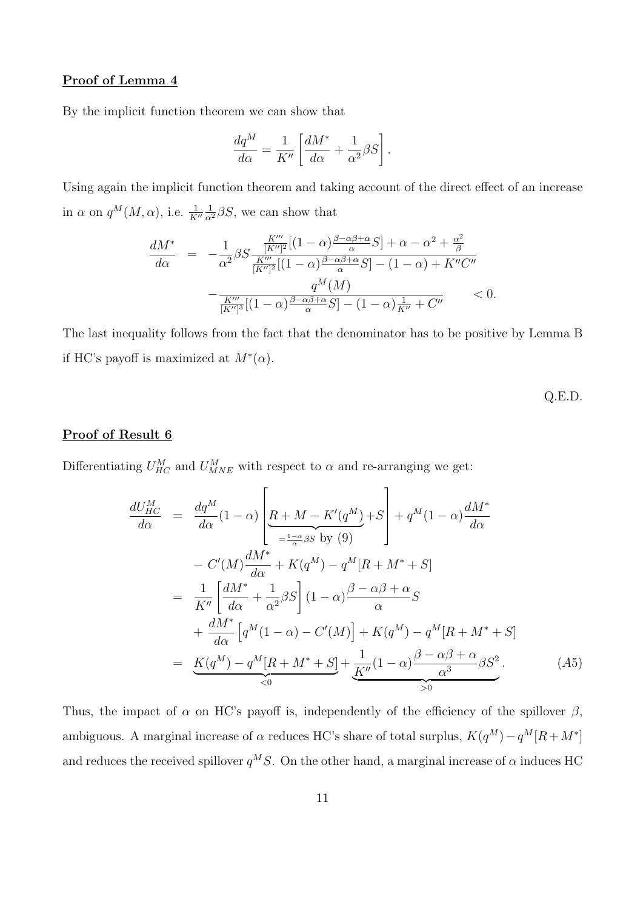**Proof of Lemma 4**

By the implicit function theorem we can show that

$$\frac{dq^M}{d\alpha} = \frac{1}{K''}\left[\frac{dM^*}{d\alpha} + \frac{1}{\alpha^2}\beta S\right].$$

Using again the implicit function theorem and taking account of the direct effect of an increase in $\alpha$ on $q^M(M,\alpha)$, i.e. $\frac{1}{K''}\frac{1}{\alpha^2}\beta S$, we can show that

$$\begin{aligned}
\frac{dM^*}{d\alpha} &= -\frac{1}{\alpha^2}\beta S \frac{\frac{K'''}{[K'']^2}[(1-\alpha)\frac{\beta-\alpha\beta+\alpha}{\alpha}S] + \alpha - \alpha^2 + \frac{\alpha^2}{\beta}}{\frac{K'''}{[K'']^2}[(1-\alpha)\frac{\beta-\alpha\beta+\alpha}{\alpha}S] - (1-\alpha) + K''C''} \\
&\quad - \frac{q^M(M)}{\frac{K'''}{[K'']^3}[(1-\alpha)\frac{\beta-\alpha\beta+\alpha}{\alpha}S] - (1-\alpha)\frac{1}{K''} + C''} \qquad < 0.
\end{aligned}$$

The last inequality follows from the fact that the denominator has to be positive by Lemma B if HC's payoff is maximized at $M^*(\alpha)$.

Q.E.D.

**Proof of Result 6**

Differentiating $U^M_{HC}$ and $U^M_{MNE}$ with respect to $\alpha$ and re-arranging we get:

$$\begin{aligned}
\frac{dU^M_{HC}}{d\alpha} &= \frac{dq^M}{d\alpha}(1-\alpha)\left[\underbrace{R + M - K'(q^M)}_{=\frac{1-\alpha}{\alpha}\beta S \text{ by (9)}} + S\right] + q^M(1-\alpha)\frac{dM^*}{d\alpha} \\
&\quad - C'(M)\frac{dM^*}{d\alpha} + K(q^M) - q^M[R + M^* + S] \\
&= \frac{1}{K''}\left[\frac{dM^*}{d\alpha} + \frac{1}{\alpha^2}\beta S\right](1-\alpha)\frac{\beta-\alpha\beta+\alpha}{\alpha}S \\
&\quad + \frac{dM^*}{d\alpha}\left[q^M(1-\alpha) - C'(M)\right] + K(q^M) - q^M[R + M^* + S] \\
&= \underbrace{K(q^M) - q^M[R + M^* + S]}_{<0} + \underbrace{\frac{1}{K''}(1-\alpha)\frac{\beta-\alpha\beta+\alpha}{\alpha^3}\beta S^2}_{>0}. \qquad (A5)
\end{aligned}$$

Thus, the impact of $\alpha$ on HC's payoff is, independently of the efficiency of the spillover $\beta$, ambiguous. A marginal increase of $\alpha$ reduces HC's share of total surplus, $K(q^M) - q^M[R + M^*]$ and reduces the received spillover $q^M S$. On the other hand, a marginal increase of $\alpha$ induces HC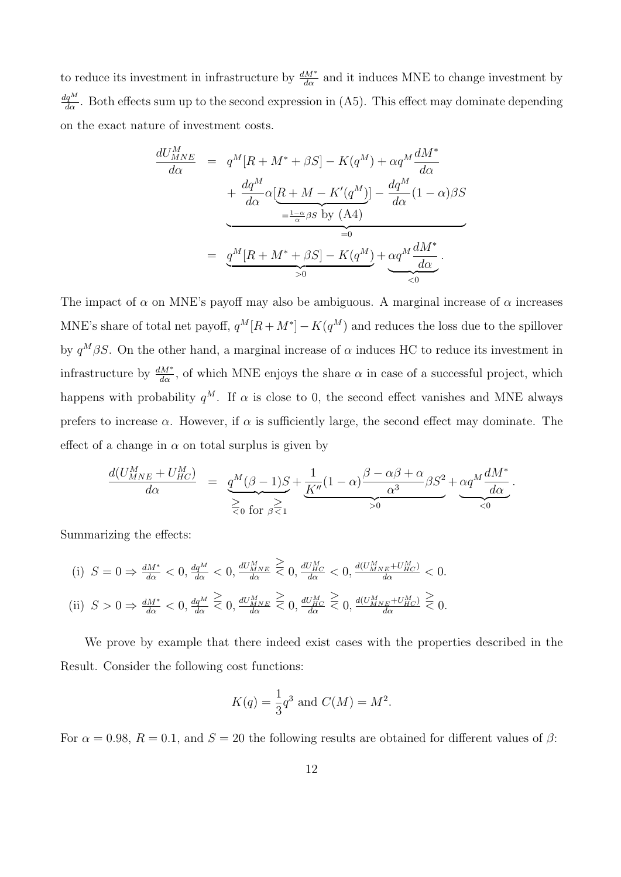to reduce its investment in infrastructure by $\frac{dM^*}{d\alpha}$ and it induces MNE to change investment by $\frac{dq^M}{d\alpha}$. Both effects sum up to the second expression in (A5). This effect may dominate depending on the exact nature of investment costs.

$$
\begin{aligned}
\frac{dU^M_{MNE}}{d\alpha} &= \underbrace{q^M[R + M^* + \beta S] - K(q^M) + \alpha q^M \frac{dM^*}{d\alpha} + \frac{dq^M}{d\alpha}\alpha[\underbrace{R + M - K'(q^M)}_{=\frac{1-\alpha}{\alpha}\beta S \text{ by (A4)}}] - \frac{dq^M}{d\alpha}(1-\alpha)\beta S}_{=0} \\
&= \underbrace{q^M[R + M^* + \beta S] - K(q^M)}_{>0} + \underbrace{\alpha q^M \frac{dM^*}{d\alpha}}_{<0}.
\end{aligned}
$$

The impact of $\alpha$ on MNE's payoff may also be ambiguous. A marginal increase of $\alpha$ increases MNE's share of total net payoff, $q^M[R+M^*] - K(q^M)$ and reduces the loss due to the spillover by $q^M\beta S$. On the other hand, a marginal increase of $\alpha$ induces HC to reduce its investment in infrastructure by $\frac{dM^*}{d\alpha}$, of which MNE enjoys the share $\alpha$ in case of a successful project, which happens with probability $q^M$. If $\alpha$ is close to 0, the second effect vanishes and MNE always prefers to increase $\alpha$. However, if $\alpha$ is sufficiently large, the second effect may dominate. The effect of a change in $\alpha$ on total surplus is given by

$$
\frac{d(U^M_{MNE} + U^M_{HC})}{d\alpha} = \underbrace{q^M(\beta - 1)S}_{\gtreqless 0 \text{ for } \beta \gtreqless 1} + \underbrace{\frac{1}{K''}(1-\alpha)\frac{\beta - \alpha\beta + \alpha}{\alpha^3}\beta S^2}_{>0} + \underbrace{\alpha q^M \frac{dM^*}{d\alpha}}_{<0}.
$$

Summarizing the effects:

(i) $S = 0 \Rightarrow \frac{dM^*}{d\alpha} < 0,\ \frac{dq^M}{d\alpha} < 0,\ \frac{dU^M_{MNE}}{d\alpha} \gtreqless 0,\ \frac{dU^M_{HC}}{d\alpha} < 0,\ \frac{d(U^M_{MNE}+U^M_{HC})}{d\alpha} < 0.$

(ii) $S > 0 \Rightarrow \frac{dM^*}{d\alpha} < 0,\ \frac{dq^M}{d\alpha} \gtreqless 0,\ \frac{dU^M_{MNE}}{d\alpha} \gtreqless 0,\ \frac{dU^M_{HC}}{d\alpha} \gtreqless 0,\ \frac{d(U^M_{MNE}+U^M_{HC})}{d\alpha} \gtreqless 0.$

We prove by example that there indeed exist cases with the properties described in the Result. Consider the following cost functions:

$$
K(q) = \frac{1}{3}q^3 \text{ and } C(M) = M^2.
$$

For $\alpha = 0.98$, $R = 0.1$, and $S = 20$ the following results are obtained for different values of $\beta$: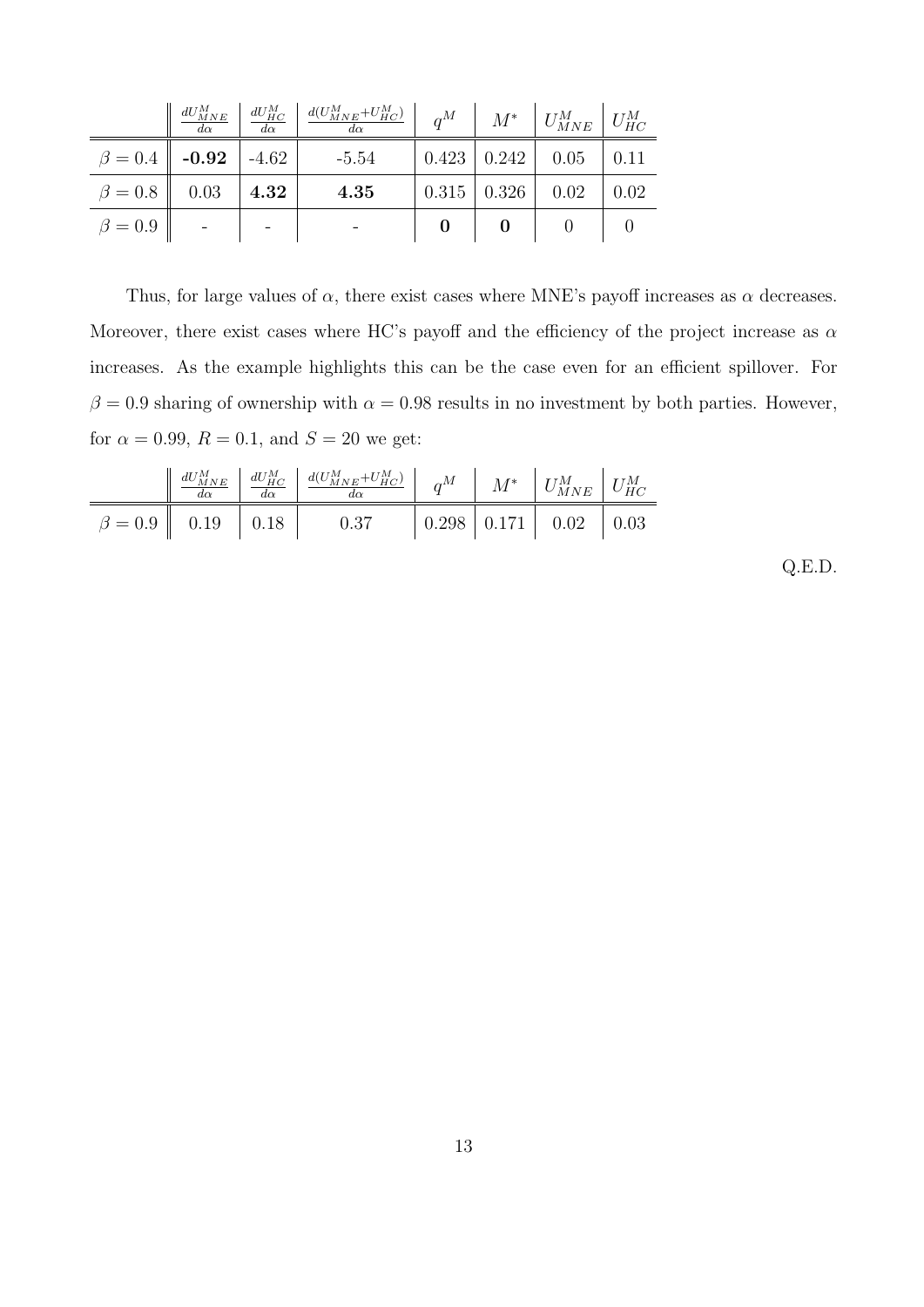| | $\frac{dU^M_{MNE}}{d\alpha}$ | $\frac{dU^M_{HC}}{d\alpha}$ | $\frac{d(U^M_{MNE}+U^M_{HC})}{d\alpha}$ | $q^M$ | $M^*$ | $U^M_{MNE}$ | $U^M_{HC}$ |
|---|---|---|---|---|---|---|---|
| $\beta = 0.4$ | **-0.92** | -4.62 | -5.54 | 0.423 | 0.242 | 0.05 | 0.11 |
| $\beta = 0.8$ | 0.03 | **4.32** | **4.35** | 0.315 | 0.326 | 0.02 | 0.02 |
| $\beta = 0.9$ | - | - | - | **0** | **0** | 0 | 0 |

Thus, for large values of $\alpha$, there exist cases where MNE's payoff increases as $\alpha$ decreases. Moreover, there exist cases where HC's payoff and the efficiency of the project increase as $\alpha$ increases. As the example highlights this can be the case even for an efficient spillover. For $\beta = 0.9$ sharing of ownership with $\alpha = 0.98$ results in no investment by both parties. However, for $\alpha = 0.99$, $R = 0.1$, and $S = 20$ we get:

| | $\frac{dU^M_{MNE}}{d\alpha}$ | $\frac{dU^M_{HC}}{d\alpha}$ | $\frac{d(U^M_{MNE}+U^M_{HC})}{d\alpha}$ | $q^M$ | $M^*$ | $U^M_{MNE}$ | $U^M_{HC}$ |
|---|---|---|---|---|---|---|---|
| $\beta = 0.9$ | 0.19 | 0.18 | 0.37 | 0.298 | 0.171 | 0.02 | 0.03 |

Q.E.D.